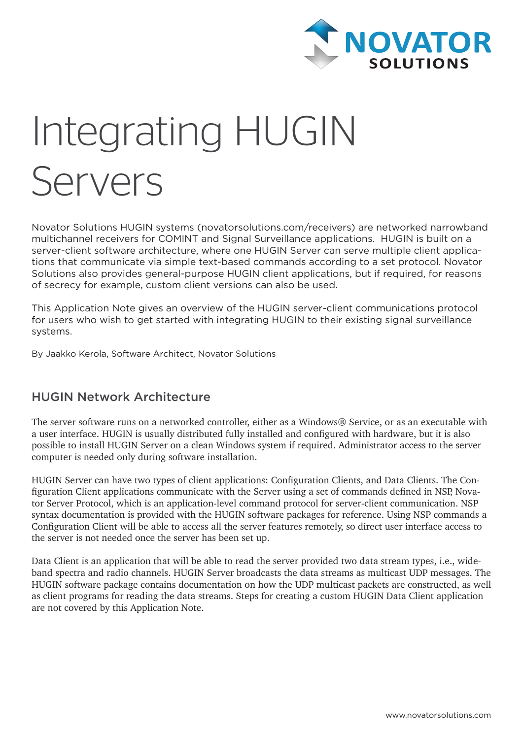# Integrating HUGIN Servers

Novator Solutions HUGIN systems (novatorsolutions.com/receivers) are networked narrowband multichannel receivers for COMINT and Signal Surveillance applications. HUGIN is built on a server-client software architecture, where one HUGIN Server can serve multiple client applications that communicate via simple text-based commands according to a set protocol. Novator Solutions also provides general-purpose HUGIN client applications, but if required, for reasons of secrecy for example, custom client versions can also be used.

This Application Note gives an overview of the HUGIN server-client communications protocol for users who wish to get started with integrating HUGIN to their existing signal surveillance systems.

By Jaakko Kerola, Software Architect, Novator Solutions

## HUGIN Network Architecture

The server software runs on a networked controller, either as a Windows® Service, or as an executable with a user interface. HUGIN is usually distributed fully installed and configured with hardware, but it is also possible to install HUGIN Server on a clean Windows system if required. Administrator access to the server computer is needed only during software installation.

HUGIN Server can have two types of client applications: Configuration Clients, and Data Clients. The Configuration Client applications communicate with the Server using a set of commands defined in NSP, Novator Server Protocol, which is an application-level command protocol for server-client communication. NSP syntax documentation is provided with the HUGIN software packages for reference. Using NSP commands a Configuration Client will be able to access all the server features remotely, so direct user interface access to the server is not needed once the server has been set up.

Data Client is an application that will be able to read the server provided two data stream types, i.e., wideband spectra and radio channels. HUGIN Server broadcasts the data streams as multicast UDP messages. The HUGIN software package contains documentation on how the UDP multicast packets are constructed, as well as client programs for reading the data streams. Steps for creating a custom HUGIN Data Client application are not covered by this Application Note.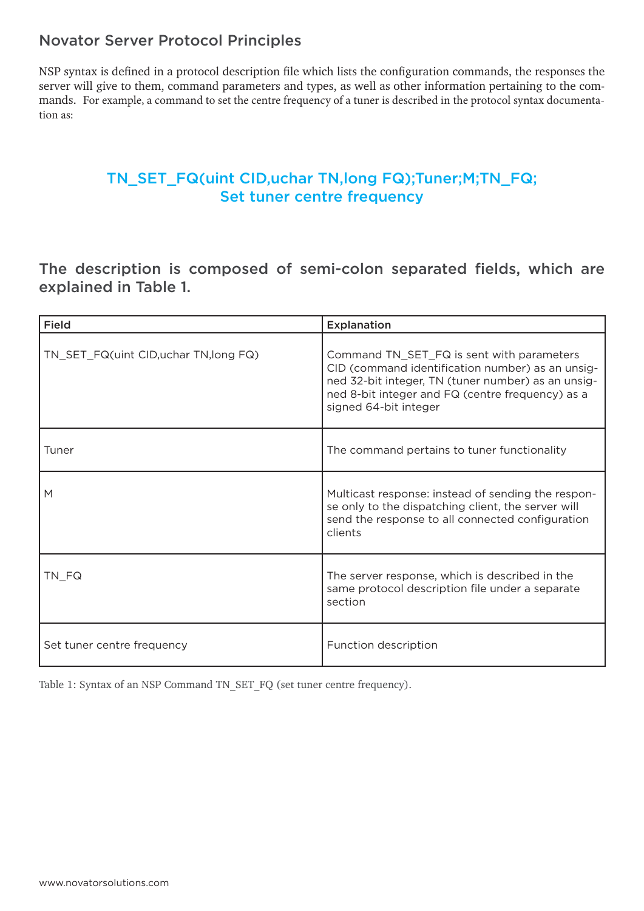## Novator Server Protocol Principles

NSP syntax is defined in a protocol description file which lists the configuration commands, the responses the server will give to them, command parameters and types, as well as other information pertaining to the commands. For example, a command to set the centre frequency of a tuner is described in the protocol syntax documentation as:

**TN_SET_FQ(uint CID,uchar TN,long FQ);Tuner;M;TN_FQ;**
**Set tuner centre frequency**

### The description is composed of semi-colon separated fields, which are explained in Table 1.

| Field | Explanation |
|---|---|
| TN_SET_FQ(uint CID,uchar TN,long FQ) | Command TN_SET_FQ is sent with parameters CID (command identification number) as an unsigned 32-bit integer, TN (tuner number) as an unsigned 8-bit integer and FQ (centre frequency) as a signed 64-bit integer |
| Tuner | The command pertains to tuner functionality |
| M | Multicast response: instead of sending the response only to the dispatching client, the server will send the response to all connected configuration clients |
| TN_FQ | The server response, which is described in the same protocol description file under a separate section |
| Set tuner centre frequency | Function description |

Table 1: Syntax of an NSP Command TN_SET_FQ (set tuner centre frequency).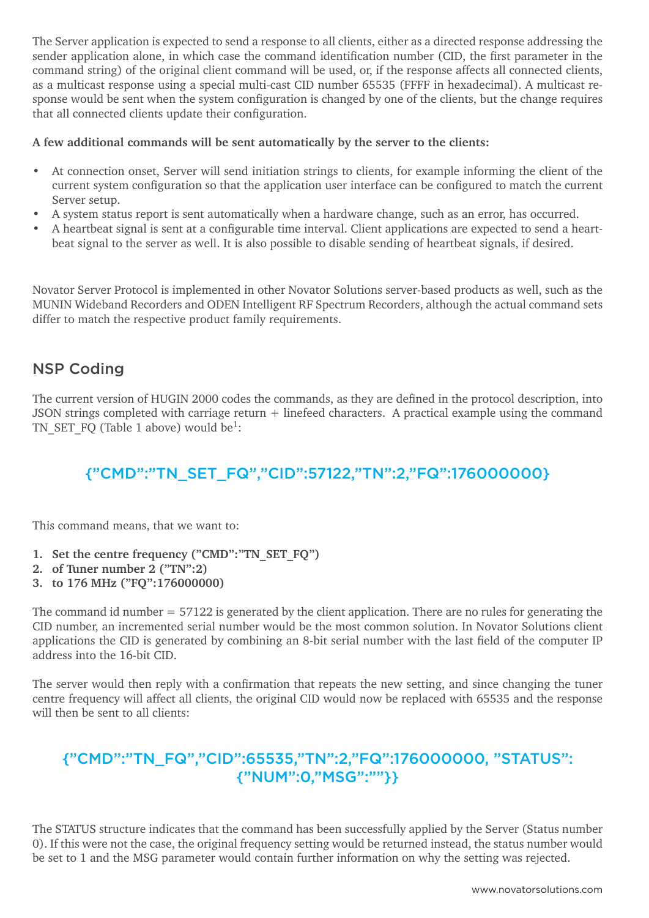The Server application is expected to send a response to all clients, either as a directed response addressing the sender application alone, in which case the command identification number (CID, the first parameter in the command string) of the original client command will be used, or, if the response affects all connected clients, as a multicast response using a special multi-cast CID number 65535 (FFFF in hexadecimal). A multicast response would be sent when the system configuration is changed by one of the clients, but the change requires that all connected clients update their configuration.

**A few additional commands will be sent automatically by the server to the clients:**

- At connection onset, Server will send initiation strings to clients, for example informing the client of the current system configuration so that the application user interface can be configured to match the current Server setup.
- A system status report is sent automatically when a hardware change, such as an error, has occurred.
- A heartbeat signal is sent at a configurable time interval. Client applications are expected to send a heartbeat signal to the server as well. It is also possible to disable sending of heartbeat signals, if desired.

Novator Server Protocol is implemented in other Novator Solutions server-based products as well, such as the MUNIN Wideband Recorders and ODEN Intelligent RF Spectrum Recorders, although the actual command sets differ to match the respective product family requirements.

## NSP Coding

The current version of HUGIN 2000 codes the commands, as they are defined in the protocol description, into JSON strings completed with carriage return + linefeed characters. A practical example using the command TN_SET_FQ (Table 1 above) would be[1]:

```
{"CMD":"TN_SET_FQ","CID":57122,"TN":2,"FQ":176000000}
```

This command means, that we want to:

1. **Set the centre frequency ("CMD":"TN_SET_FQ")**
2. **of Tuner number 2 ("TN":2)**
3. **to 176 MHz ("FQ":176000000)**

The command id number = 57122 is generated by the client application. There are no rules for generating the CID number, an incremented serial number would be the most common solution. In Novator Solutions client applications the CID is generated by combining an 8-bit serial number with the last field of the computer IP address into the 16-bit CID.

The server would then reply with a confirmation that repeats the new setting, and since changing the tuner centre frequency will affect all clients, the original CID would now be replaced with 65535 and the response will then be sent to all clients:

```
{"CMD":"TN_FQ","CID":65535,"TN":2,"FQ":176000000, "STATUS":{"NUM":0,"MSG":""}}
```

The STATUS structure indicates that the command has been successfully applied by the Server (Status number 0). If this were not the case, the original frequency setting would be returned instead, the status number would be set to 1 and the MSG parameter would contain further information on why the setting was rejected.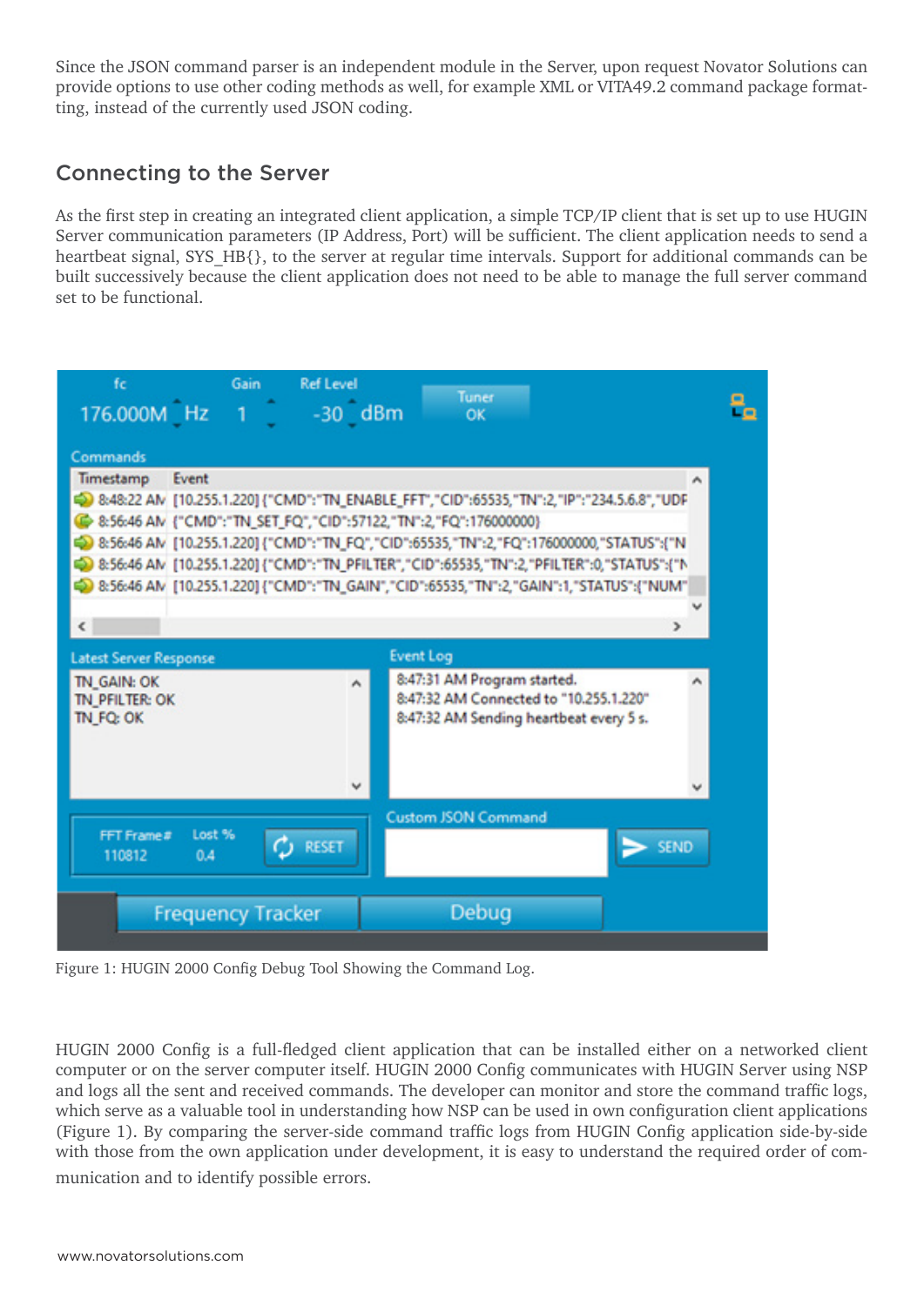Since the JSON command parser is an independent module in the Server, upon request Novator Solutions can provide options to use other coding methods as well, for example XML or VITA49.2 command package formatting, instead of the currently used JSON coding.

## Connecting to the Server

As the first step in creating an integrated client application, a simple TCP/IP client that is set up to use HUGIN Server communication parameters (IP Address, Port) will be sufficient. The client application needs to send a heartbeat signal, SYS_HB{}, to the server at regular time intervals. Support for additional commands can be built successively because the client application does not need to be able to manage the full server command set to be functional.

Figure 1: HUGIN 2000 Config Debug Tool Showing the Command Log.

HUGIN 2000 Config is a full-fledged client application that can be installed either on a networked client computer or on the server computer itself. HUGIN 2000 Config communicates with HUGIN Server using NSP and logs all the sent and received commands. The developer can monitor and store the command traffic logs, which serve as a valuable tool in understanding how NSP can be used in own configuration client applications (Figure 1). By comparing the server-side command traffic logs from HUGIN Config application side-by-side with those from the own application under development, it is easy to understand the required order of communication and to identify possible errors.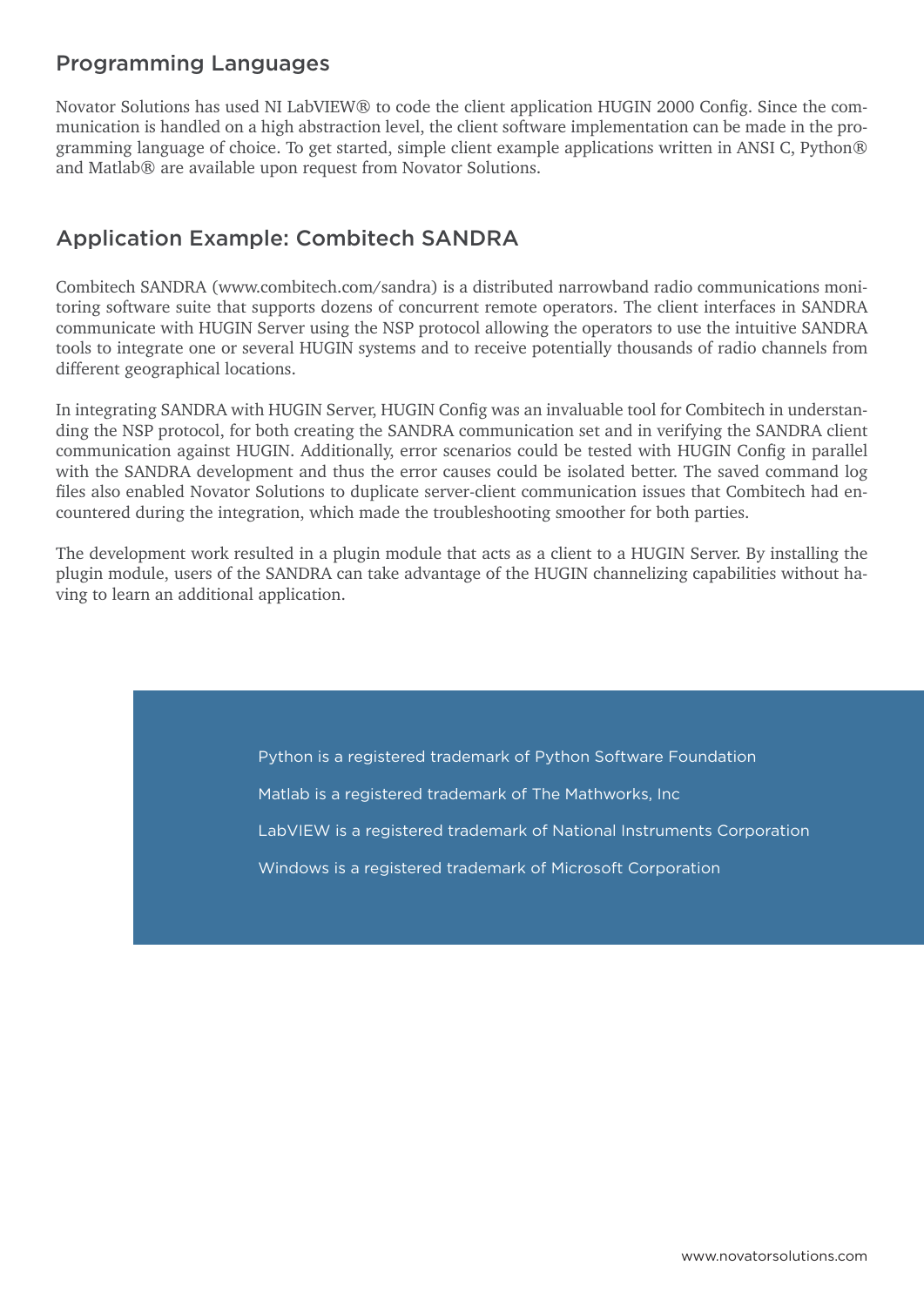## Programming Languages

Novator Solutions has used NI LabVIEW® to code the client application HUGIN 2000 Config. Since the communication is handled on a high abstraction level, the client software implementation can be made in the programming language of choice. To get started, simple client example applications written in ANSI C, Python® and Matlab® are available upon request from Novator Solutions.

## Application Example: Combitech SANDRA

Combitech SANDRA (www.combitech.com/sandra) is a distributed narrowband radio communications monitoring software suite that supports dozens of concurrent remote operators. The client interfaces in SANDRA communicate with HUGIN Server using the NSP protocol allowing the operators to use the intuitive SANDRA tools to integrate one or several HUGIN systems and to receive potentially thousands of radio channels from different geographical locations.

In integrating SANDRA with HUGIN Server, HUGIN Config was an invaluable tool for Combitech in understanding the NSP protocol, for both creating the SANDRA communication set and in verifying the SANDRA client communication against HUGIN. Additionally, error scenarios could be tested with HUGIN Config in parallel with the SANDRA development and thus the error causes could be isolated better. The saved command log files also enabled Novator Solutions to duplicate server-client communication issues that Combitech had encountered during the integration, which made the troubleshooting smoother for both parties.

The development work resulted in a plugin module that acts as a client to a HUGIN Server. By installing the plugin module, users of the SANDRA can take advantage of the HUGIN channelizing capabilities without having to learn an additional application.

Python is a registered trademark of Python Software Foundation

Matlab is a registered trademark of The Mathworks, Inc

LabVIEW is a registered trademark of National Instruments Corporation

Windows is a registered trademark of Microsoft Corporation

www.novatorsolutions.com